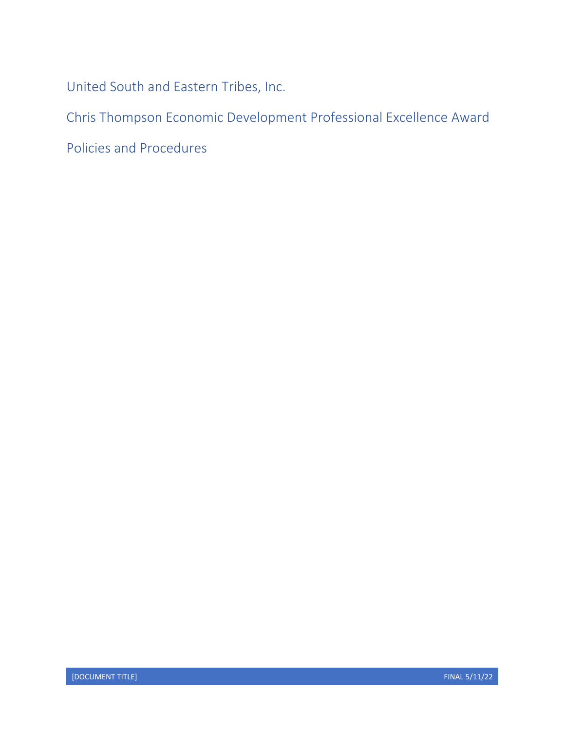# United South and Eastern Tribes, Inc.

# Chris Thompson Economic Development Professional Excellence Award

# Policies and Procedures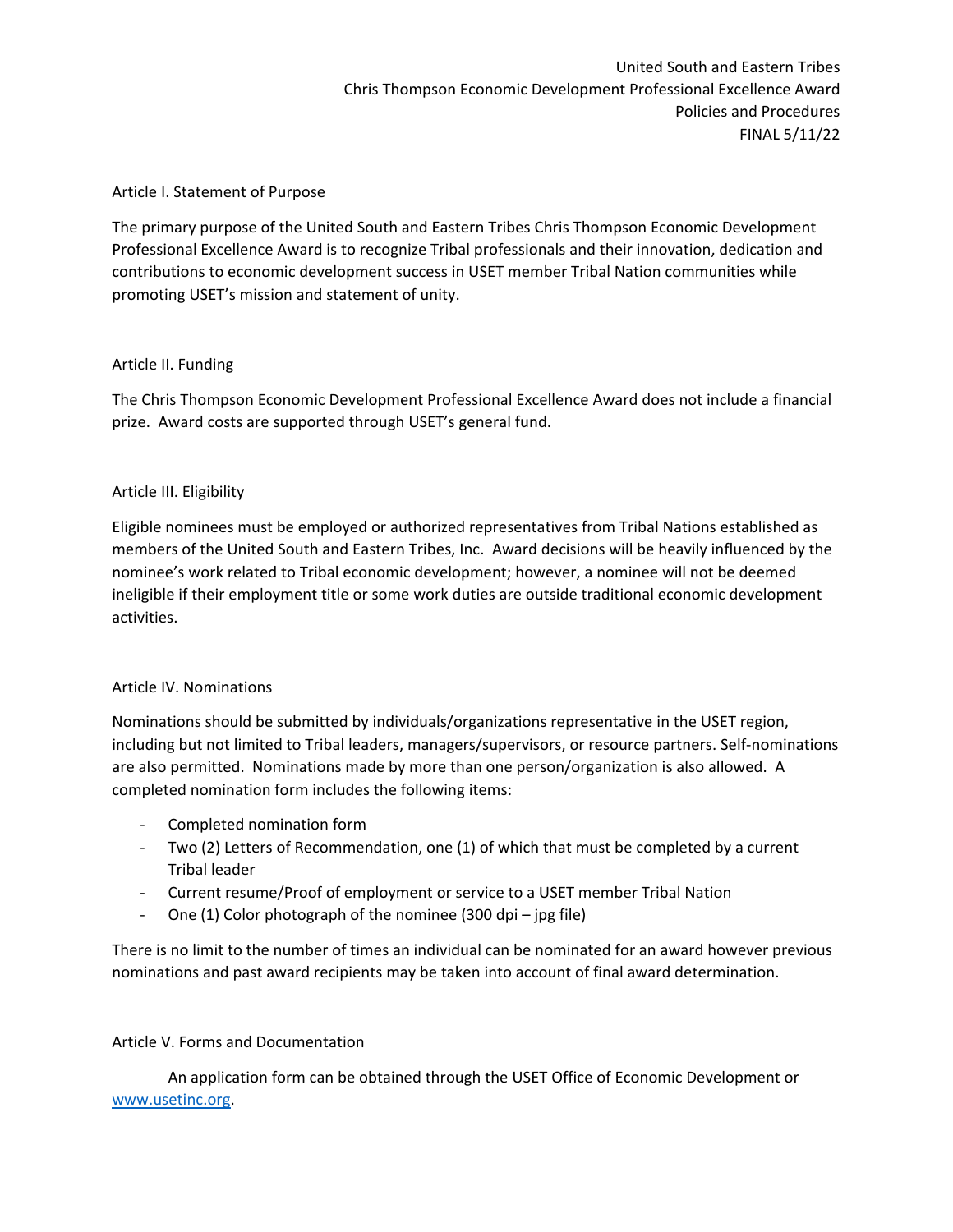United South and Eastern Tribes
Chris Thompson Economic Development Professional Excellence Award
Policies and Procedures
FINAL 5/11/22

## Article I. Statement of Purpose

The primary purpose of the United South and Eastern Tribes Chris Thompson Economic Development Professional Excellence Award is to recognize Tribal professionals and their innovation, dedication and contributions to economic development success in USET member Tribal Nation communities while promoting USET's mission and statement of unity.

## Article II. Funding

The Chris Thompson Economic Development Professional Excellence Award does not include a financial prize. Award costs are supported through USET's general fund.

## Article III. Eligibility

Eligible nominees must be employed or authorized representatives from Tribal Nations established as members of the United South and Eastern Tribes, Inc. Award decisions will be heavily influenced by the nominee's work related to Tribal economic development; however, a nominee will not be deemed ineligible if their employment title or some work duties are outside traditional economic development activities.

## Article IV. Nominations

Nominations should be submitted by individuals/organizations representative in the USET region, including but not limited to Tribal leaders, managers/supervisors, or resource partners. Self-nominations are also permitted. Nominations made by more than one person/organization is also allowed. A completed nomination form includes the following items:

- Completed nomination form
- Two (2) Letters of Recommendation, one (1) of which that must be completed by a current Tribal leader
- Current resume/Proof of employment or service to a USET member Tribal Nation
- One (1) Color photograph of the nominee (300 dpi – jpg file)

There is no limit to the number of times an individual can be nominated for an award however previous nominations and past award recipients may be taken into account of final award determination.

## Article V. Forms and Documentation

An application form can be obtained through the USET Office of Economic Development or [www.usetinc.org](http://www.usetinc.org).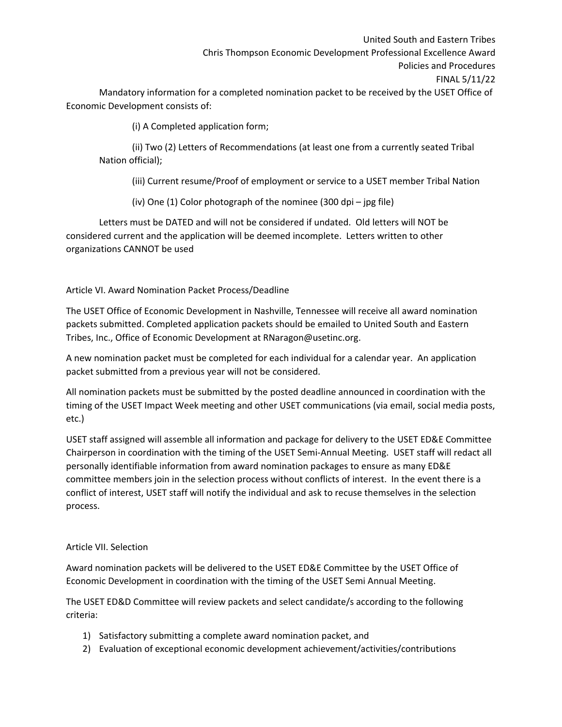Mandatory information for a completed nomination packet to be received by the USET Office of Economic Development consists of:

(i) A Completed application form;

(ii) Two (2) Letters of Recommendations (at least one from a currently seated Tribal Nation official);

(iii) Current resume/Proof of employment or service to a USET member Tribal Nation

(iv) One (1) Color photograph of the nominee (300 dpi – jpg file)

Letters must be DATED and will not be considered if undated. Old letters will NOT be considered current and the application will be deemed incomplete. Letters written to other organizations CANNOT be used

## Article VI. Award Nomination Packet Process/Deadline

The USET Office of Economic Development in Nashville, Tennessee will receive all award nomination packets submitted. Completed application packets should be emailed to United South and Eastern Tribes, Inc., Office of Economic Development at RNaragon@usetinc.org.

A new nomination packet must be completed for each individual for a calendar year. An application packet submitted from a previous year will not be considered.

All nomination packets must be submitted by the posted deadline announced in coordination with the timing of the USET Impact Week meeting and other USET communications (via email, social media posts, etc.)

USET staff assigned will assemble all information and package for delivery to the USET ED&E Committee Chairperson in coordination with the timing of the USET Semi-Annual Meeting. USET staff will redact all personally identifiable information from award nomination packages to ensure as many ED&E committee members join in the selection process without conflicts of interest. In the event there is a conflict of interest, USET staff will notify the individual and ask to recuse themselves in the selection process.

## Article VII. Selection

Award nomination packets will be delivered to the USET ED&E Committee by the USET Office of Economic Development in coordination with the timing of the USET Semi Annual Meeting.

The USET ED&D Committee will review packets and select candidate/s according to the following criteria:

1) Satisfactory submitting a complete award nomination packet, and
2) Evaluation of exceptional economic development achievement/activities/contributions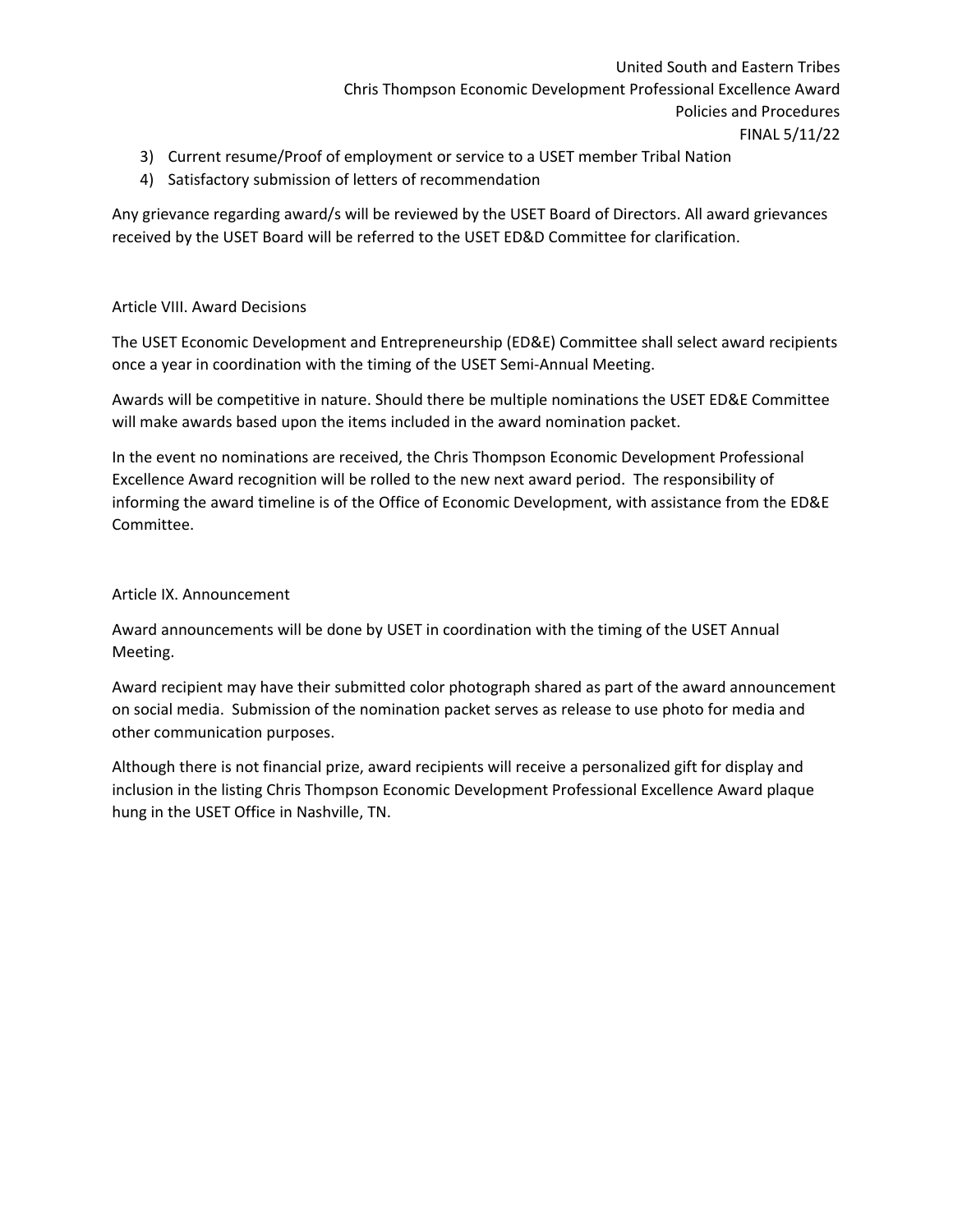3) Current resume/Proof of employment or service to a USET member Tribal Nation
4) Satisfactory submission of letters of recommendation

Any grievance regarding award/s will be reviewed by the USET Board of Directors. All award grievances received by the USET Board will be referred to the USET ED&D Committee for clarification.

## Article VIII. Award Decisions

The USET Economic Development and Entrepreneurship (ED&E) Committee shall select award recipients once a year in coordination with the timing of the USET Semi-Annual Meeting.

Awards will be competitive in nature. Should there be multiple nominations the USET ED&E Committee will make awards based upon the items included in the award nomination packet.

In the event no nominations are received, the Chris Thompson Economic Development Professional Excellence Award recognition will be rolled to the new next award period. The responsibility of informing the award timeline is of the Office of Economic Development, with assistance from the ED&E Committee.

## Article IX. Announcement

Award announcements will be done by USET in coordination with the timing of the USET Annual Meeting.

Award recipient may have their submitted color photograph shared as part of the award announcement on social media. Submission of the nomination packet serves as release to use photo for media and other communication purposes.

Although there is not financial prize, award recipients will receive a personalized gift for display and inclusion in the listing Chris Thompson Economic Development Professional Excellence Award plaque hung in the USET Office in Nashville, TN.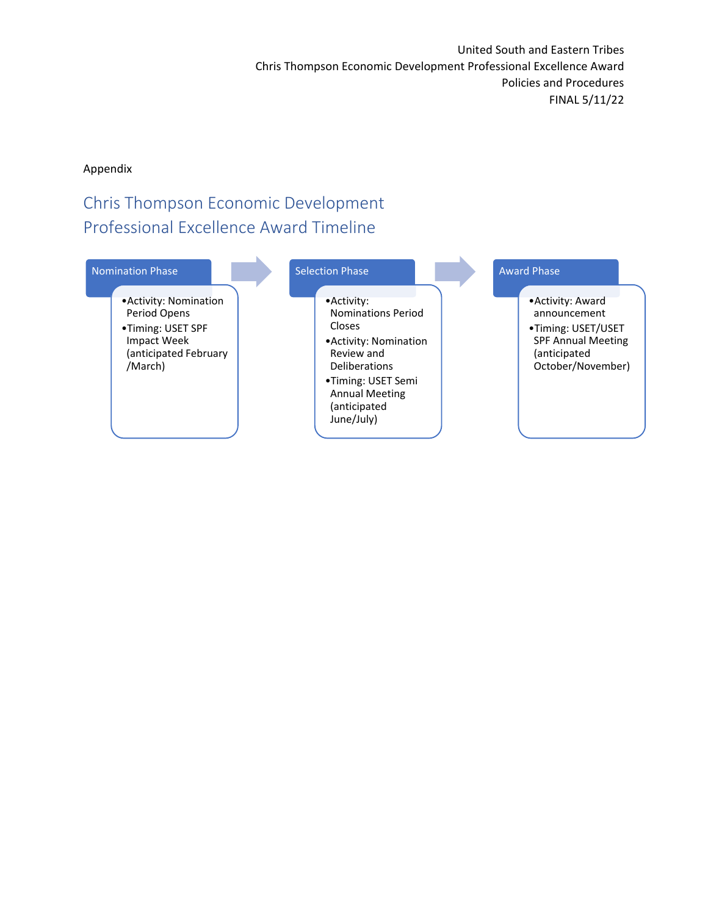Appendix

## Chris Thompson Economic Development Professional Excellence Award Timeline

**Nomination Phase**

- Activity: Nomination Period Opens
- Timing: USET SPF Impact Week (anticipated February /March)

**Selection Phase**

- Activity: Nominations Period Closes
- Activity: Nomination Review and Deliberations
- Timing: USET Semi Annual Meeting (anticipated June/July)

**Award Phase**

- Activity: Award announcement
- Timing: USET/USET SPF Annual Meeting (anticipated October/November)